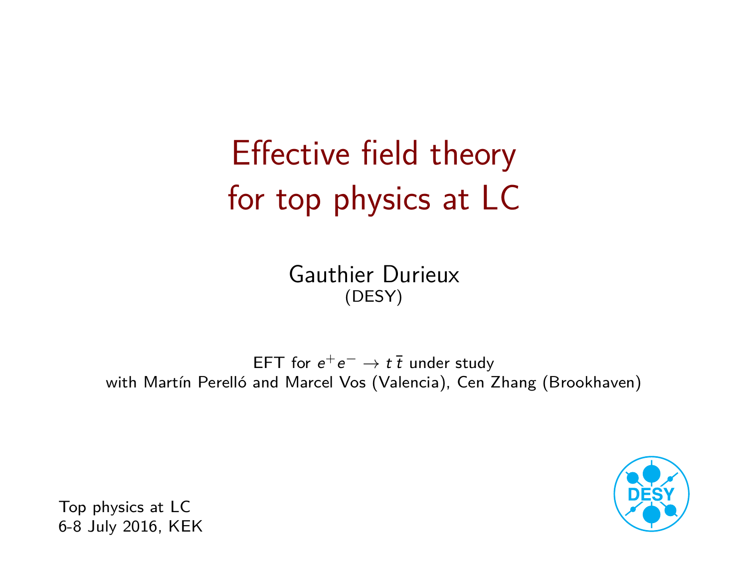# Effective field theory for top physics at LC

Gauthier Durieux
(DESY)

EFT for $e^+e^- \to t\,\bar{t}$ under study
with Martín Perelló and Marcel Vos (Valencia), Cen Zhang (Brookhaven)

Top physics at LC
6-8 July 2016, KEK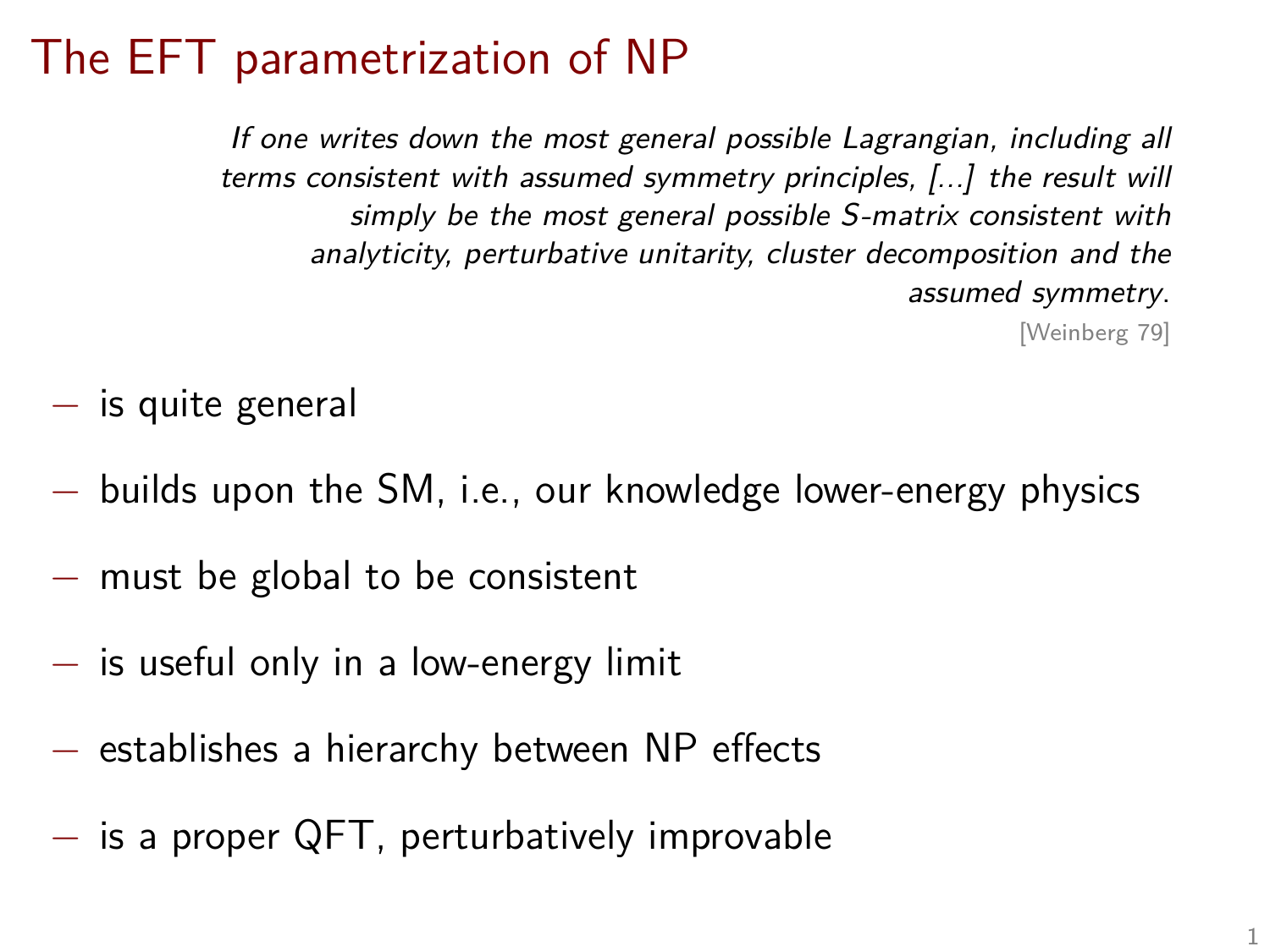# The EFT parametrization of NP

> *If one writes down the most general possible Lagrangian, including all terms consistent with assumed symmetry principles, [...] the result will simply be the most general possible S-matrix consistent with analyticity, perturbative unitarity, cluster decomposition and the assumed symmetry.*
>
> [Weinberg 79]

- is quite general
- builds upon the SM, i.e., our knowledge lower-energy physics
- must be global to be consistent
- is useful only in a low-energy limit
- establishes a hierarchy between NP effects
- is a proper QFT, perturbatively improvable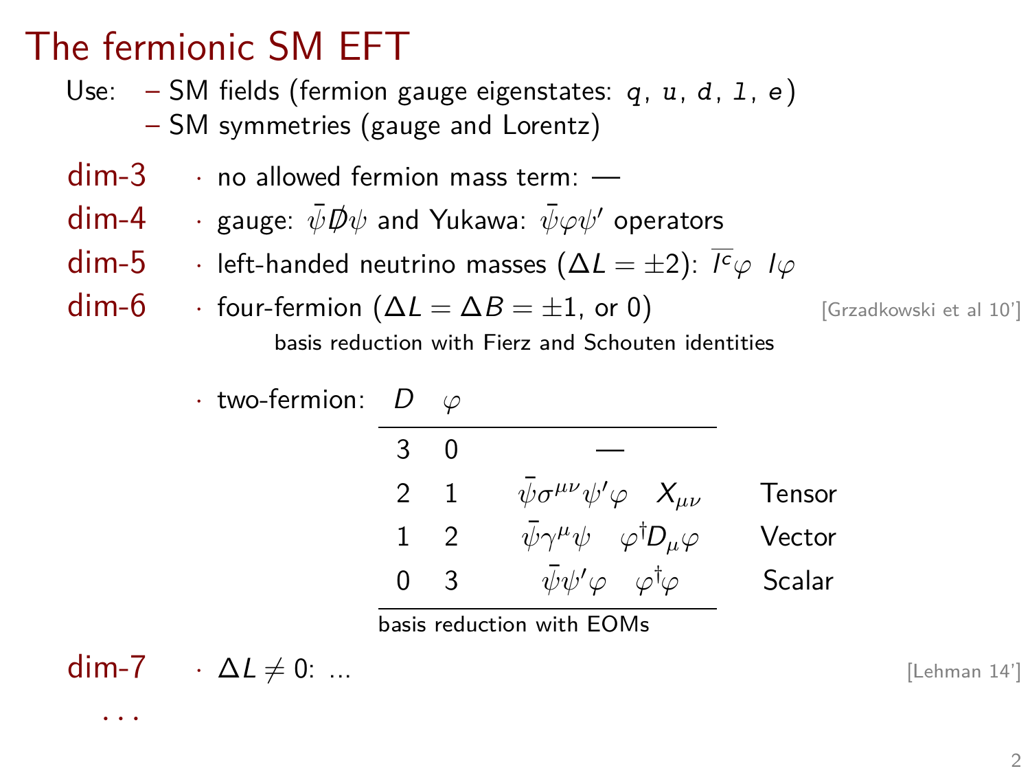# The fermionic SM EFT

Use: – SM fields (fermion gauge eigenstates: `q`, `u`, `d`, `l`, `e`)
– SM symmetries (gauge and Lorentz)

**dim-3** · no allowed fermion mass term: —

**dim-4** · gauge: $\bar{\psi}\not{D}\psi$ and Yukawa: $\bar{\psi}\varphi\psi'$ operators

**dim-5** · left-handed neutrino masses ($\Delta L = \pm 2$): $\overline{l^c}\varphi \;\; l\varphi$

**dim-6** · four-fermion ($\Delta L = \Delta B = \pm 1$, or 0) [Grzadkowski et al 10']

basis reduction with Fierz and Schouten identities

· two-fermion:

| $D$ | $\varphi$ | | |
|---|---|---|---|
| 3 | 0 | — | |
| 2 | 1 | $\bar{\psi}\sigma^{\mu\nu}\psi'\varphi \quad X_{\mu\nu}$ | Tensor |
| 1 | 2 | $\bar{\psi}\gamma^{\mu}\psi \quad \varphi^{\dagger}D_{\mu}\varphi$ | Vector |
| 0 | 3 | $\bar{\psi}\psi'\varphi \quad \varphi^{\dagger}\varphi$ | Scalar |

basis reduction with EOMs

**dim-7** · $\Delta L \neq 0$: ... [Lehman 14']

...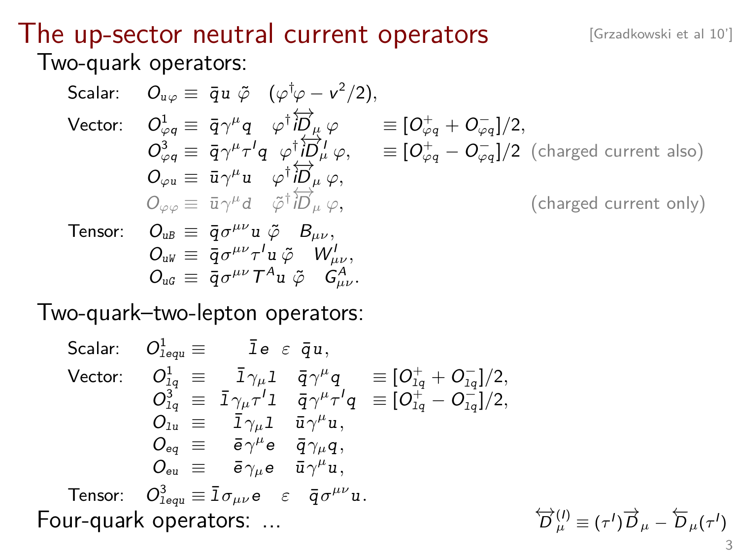# The up-sector neutral current operators

[Grzadkowski et al 10']

## Two-quark operators:

Scalar: $O_{u\varphi} \equiv \; \bar{q}u \; \tilde{\varphi} \quad (\varphi^\dagger\varphi - v^2/2),$

Vector:

$$O^1_{\varphi q} \equiv \; \bar{q}\gamma^\mu q \quad \varphi^\dagger i\overleftrightarrow{D}_\mu \, \varphi \qquad \equiv [O^+_{\varphi q} + O^-_{\varphi q}]/2,$$

$$O^3_{\varphi q} \equiv \; \bar{q}\gamma^\mu \tau^I q \quad \varphi^\dagger i\overleftrightarrow{D}^I_\mu \, \varphi, \qquad \equiv [O^+_{\varphi q} - O^-_{\varphi q}]/2 \quad \text{(charged current also)}$$

$$O_{\varphi u} \equiv \; \bar{u}\gamma^\mu u \quad \varphi^\dagger i\overleftrightarrow{D}_\mu \, \varphi,$$

$$O_{\varphi\varphi} \equiv \; \bar{u}\gamma^\mu d \quad \tilde{\varphi}^\dagger i\overleftrightarrow{D}_\mu \, \varphi, \qquad \text{(charged current only)}$$

Tensor:

$$O_{uB} \equiv \; \bar{q}\sigma^{\mu\nu} u \; \tilde{\varphi} \quad B_{\mu\nu},$$

$$O_{uW} \equiv \; \bar{q}\sigma^{\mu\nu}\tau^I u \, \tilde{\varphi} \quad W^I_{\mu\nu},$$

$$O_{uG} \equiv \; \bar{q}\sigma^{\mu\nu} T^A u \; \tilde{\varphi} \quad G^A_{\mu\nu}.$$

## Two-quark–two-lepton operators:

Scalar: $O^1_{lequ} \equiv \quad \bar{l}e \;\; \varepsilon \;\; \bar{q}u,$

Vector:

$$O^1_{lq} \equiv \quad \bar{l}\gamma_\mu l \quad \bar{q}\gamma^\mu q \quad \equiv [O^+_{lq} + O^-_{lq}]/2,$$

$$O^3_{lq} \equiv \; \bar{l}\gamma_\mu \tau^I l \quad \bar{q}\gamma^\mu \tau^I q \quad \equiv [O^+_{lq} - O^-_{lq}]/2,$$

$$O_{lu} \equiv \quad \bar{l}\gamma_\mu l \quad \bar{u}\gamma^\mu u,$$

$$O_{eq} \equiv \quad \bar{e}\gamma^\mu e \quad \bar{q}\gamma_\mu q,$$

$$O_{eu} \equiv \quad \bar{e}\gamma_\mu e \quad \bar{u}\gamma^\mu u,$$

Tensor: $O^3_{lequ} \equiv \bar{l}\sigma_{\mu\nu} e \quad \varepsilon \quad \bar{q}\sigma^{\mu\nu} u.$

## Four-quark operators: ...

$$\overleftrightarrow{D}^{(I)}_\mu \equiv (\tau^I)\overrightarrow{D}_\mu - \overleftarrow{D}_\mu(\tau^I)$$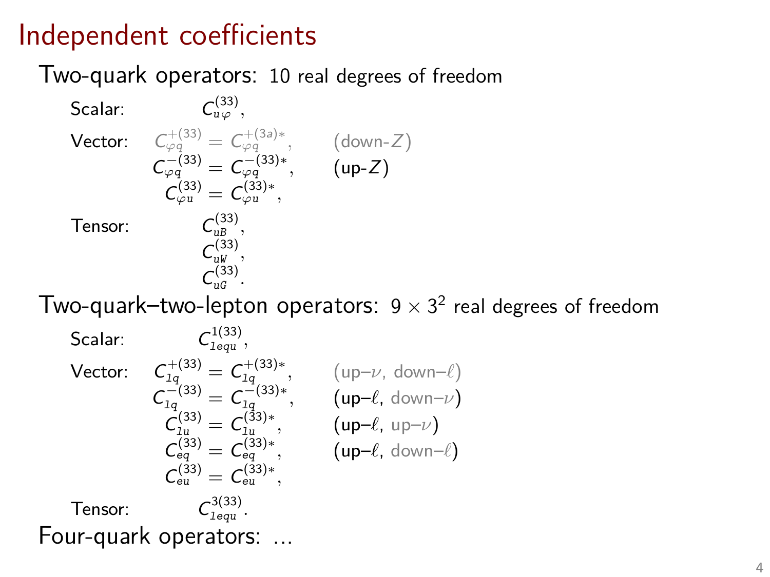# Independent coefficients

## Two-quark operators: 10 real degrees of freedom

Scalar: $C_{u\varphi}^{(33)}$,

Vector:

$$C_{\varphi q}^{+(33)} = C_{\varphi q}^{+(3a)*}, \qquad \text{(down-}Z\text{)}$$
$$C_{\varphi q}^{-(33)} = C_{\varphi q}^{-(33)*}, \qquad \text{(up-}Z\text{)}$$
$$C_{\varphi u}^{(33)} = C_{\varphi u}^{(33)*},$$

Tensor:

$$C_{uB}^{(33)},$$
$$C_{uW}^{(33)},$$
$$C_{uG}^{(33)}.$$

## Two-quark–two-lepton operators: $9 \times 3^2$ real degrees of freedom

Scalar: $C_{lequ}^{1(33)}$,

Vector:

$$C_{lq}^{+(33)} = C_{lq}^{+(33)*}, \qquad \text{(up–}\nu\text{, down–}\ell\text{)}$$
$$C_{lq}^{-(33)} = C_{lq}^{-(33)*}, \qquad \text{(up–}\ell\text{, down–}\nu\text{)}$$
$$C_{lu}^{(33)} = C_{lu}^{(33)*}, \qquad \text{(up–}\ell\text{, up–}\nu\text{)}$$
$$C_{eq}^{(33)} = C_{eq}^{(33)*}, \qquad \text{(up–}\ell\text{, down–}\ell\text{)}$$
$$C_{eu}^{(33)} = C_{eu}^{(33)*},$$

Tensor: $C_{lequ}^{3(33)}$.

## Four-quark operators: ...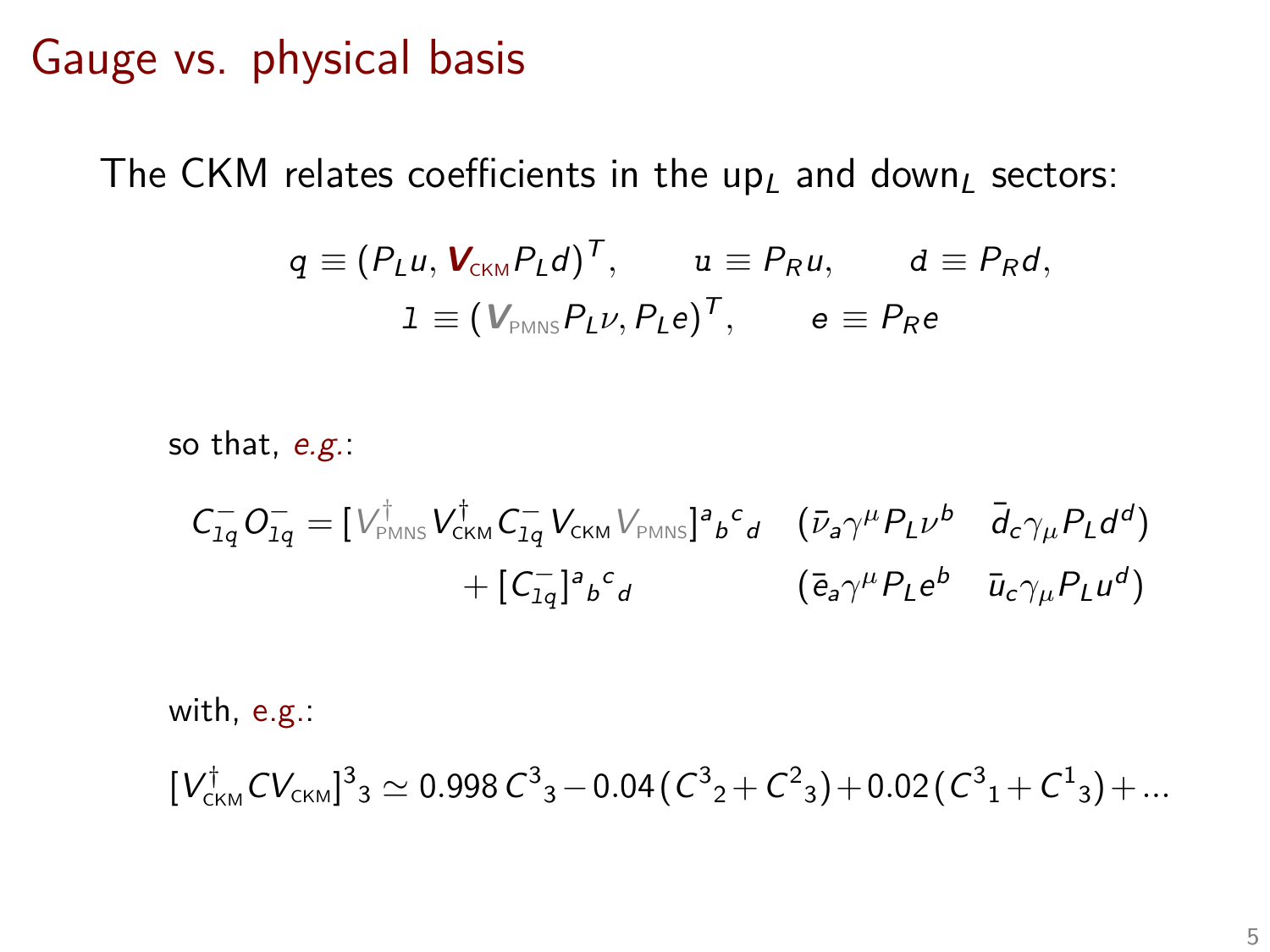# Gauge vs. physical basis

The CKM relates coefficients in the up$_L$ and down$_L$ sectors:

$$q \equiv (P_L u, \boldsymbol{V}_{\text{CKM}} P_L d)^T, \qquad \mathtt{u} \equiv P_R u, \qquad \mathtt{d} \equiv P_R d,$$
$$\mathtt{l} \equiv (\boldsymbol{V}_{\text{PMNS}} P_L \nu, P_L e)^T, \qquad \mathtt{e} \equiv P_R e$$

so that, *e.g.*:

$$C^-_{\mathtt{lq}} O^-_{\mathtt{lq}} = [V^\dagger_{\text{PMNS}} V^\dagger_{\text{CKM}} C^-_{\mathtt{lq}} V_{\text{CKM}} V_{\text{PMNS}}]^a{}_b{}^c{}_d \quad (\bar{\nu}_a \gamma^\mu P_L \nu^b \quad \bar{d}_c \gamma_\mu P_L d^d)$$
$$+ [C^-_{\mathtt{lq}}]^a{}_b{}^c{}_d \qquad (\bar{e}_a \gamma^\mu P_L e^b \quad \bar{u}_c \gamma_\mu P_L u^d)$$

with, e.g.:

$$[V^\dagger_{\text{CKM}} C V_{\text{CKM}}]^3{}_3 \simeq 0.998\, C^3{}_3 - 0.04\, (C^3{}_2 + C^2{}_3) + 0.02\, (C^3{}_1 + C^1{}_3) + \ldots$$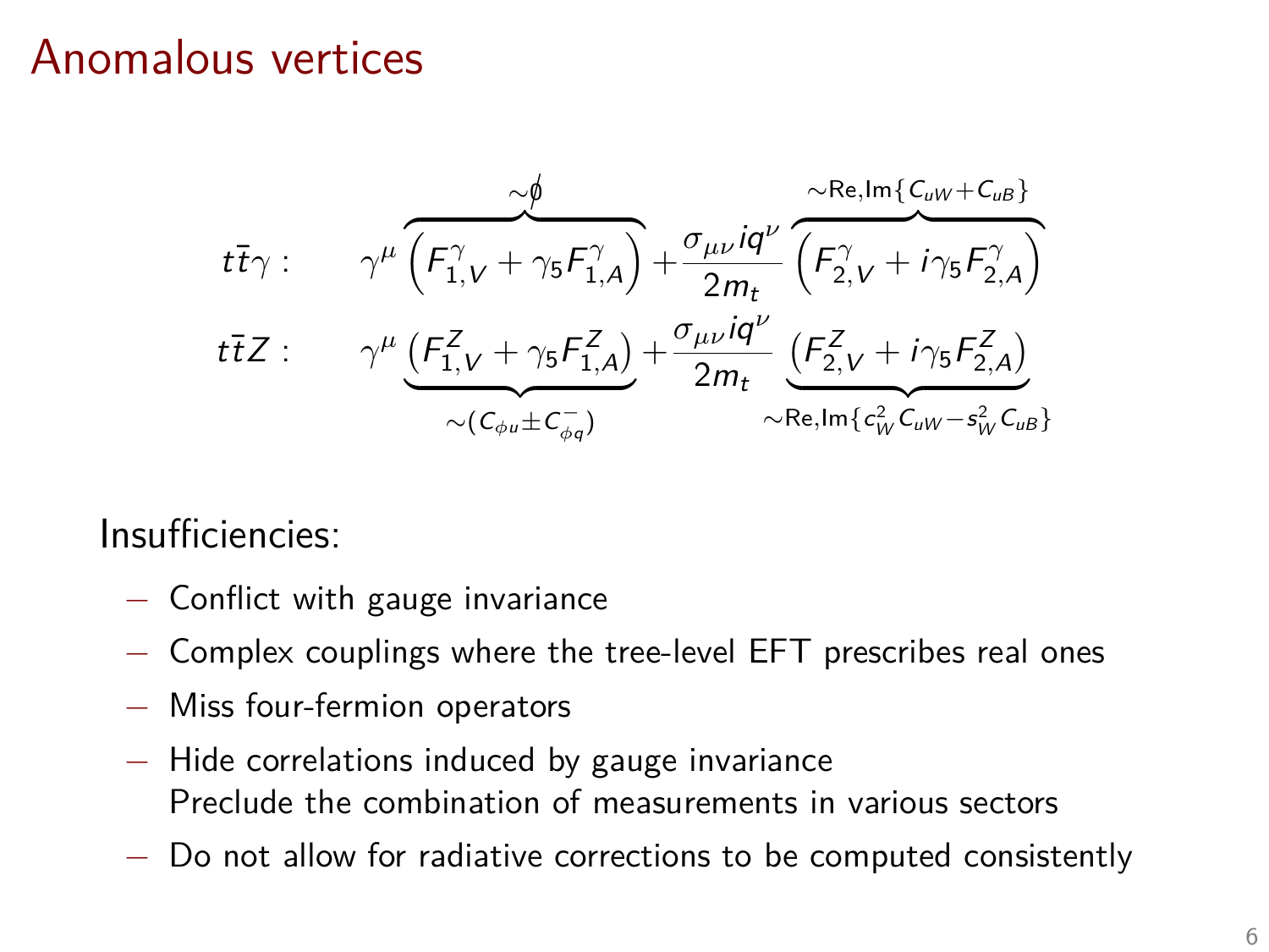# Anomalous vertices

$$
\begin{aligned}
t\bar{t}\gamma: &\qquad \gamma^\mu \overbrace{\left(F^\gamma_{1,V} + \gamma_5 F^\gamma_{1,A}\right)}^{\sim\not{0}} + \frac{\sigma_{\mu\nu} i q^\nu}{2m_t} \overbrace{\left(F^\gamma_{2,V} + i\gamma_5 F^\gamma_{2,A}\right)}^{\sim \text{Re,Im}\{C_{uW}+C_{uB}\}} \\
t\bar{t}Z: &\qquad \gamma^\mu \underbrace{\left(F^Z_{1,V} + \gamma_5 F^Z_{1,A}\right)}_{\sim(C_{\phi u} \pm C^-_{\phi q})} + \frac{\sigma_{\mu\nu} i q^\nu}{2m_t} \underbrace{\left(F^Z_{2,V} + i\gamma_5 F^Z_{2,A}\right)}_{\sim \text{Re,Im}\{c^2_W C_{uW} - s^2_W C_{uB}\}}
\end{aligned}
$$

Insufficiencies:

- Conflict with gauge invariance
- Complex couplings where the tree-level EFT prescribes real ones
- Miss four-fermion operators
- Hide correlations induced by gauge invariance
  Preclude the combination of measurements in various sectors
- Do not allow for radiative corrections to be computed consistently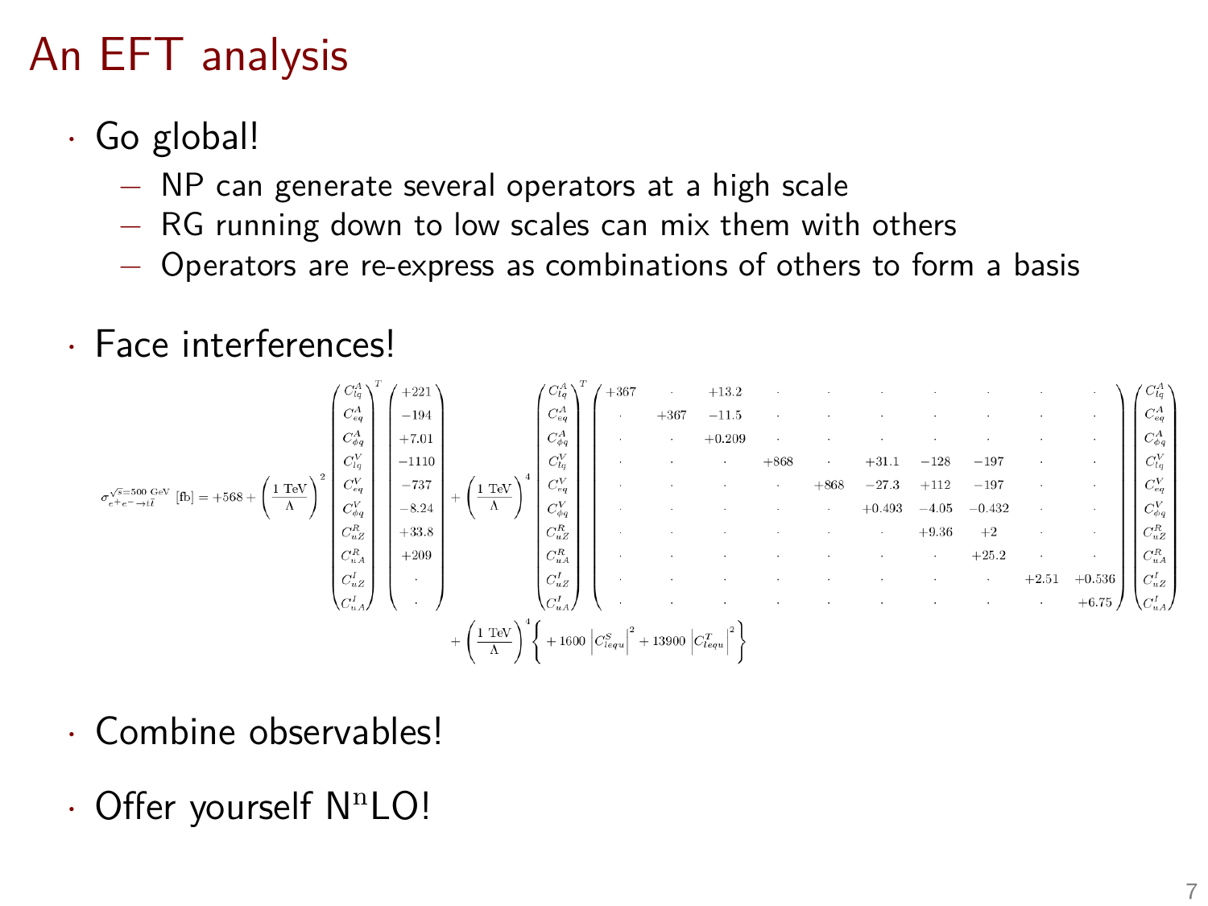# An EFT analysis

- Go global!
  - NP can generate several operators at a high scale
  - RG running down to low scales can mix them with others
  - Operators are re-express as combinations of others to form a basis

- Face interferences!

$$
\sigma^{\sqrt{s}=500\text{ GeV}}_{e^+e^-\to t\bar{t}}\ [\text{fb}] = +568 + \left(\frac{1\text{ TeV}}{\Lambda}\right)^2
\begin{pmatrix} C^A_{lq} \\ C^A_{eq} \\ C^A_{\phi q} \\ C^V_{lq} \\ C^V_{eq} \\ C^V_{\phi q} \\ C^R_{uZ} \\ C^R_{uA} \\ C^I_{uZ} \\ C^I_{uA} \end{pmatrix}^T
\begin{pmatrix} +221 \\ -194 \\ +7.01 \\ -1110 \\ -737 \\ -8.24 \\ +33.8 \\ +209 \\ \cdot \\ \cdot \end{pmatrix}
+ \left(\frac{1\text{ TeV}}{\Lambda}\right)^4
\begin{pmatrix} C^A_{lq} \\ C^A_{eq} \\ C^A_{\phi q} \\ C^V_{lq} \\ C^V_{eq} \\ C^V_{\phi q} \\ C^R_{uZ} \\ C^R_{uA} \\ C^I_{uZ} \\ C^I_{uA} \end{pmatrix}^T
\begin{pmatrix}
+367 & \cdot & +13.2 & \cdot & \cdot & \cdot & \cdot & \cdot & \cdot & \cdot \\
\cdot & +367 & -11.5 & \cdot & \cdot & \cdot & \cdot & \cdot & \cdot & \cdot \\
\cdot & \cdot & +0.209 & \cdot & \cdot & \cdot & \cdot & \cdot & \cdot & \cdot \\
\cdot & \cdot & \cdot & +868 & \cdot & +31.1 & -128 & -197 & \cdot & \cdot \\
\cdot & \cdot & \cdot & \cdot & +868 & -27.3 & +112 & -197 & \cdot & \cdot \\
\cdot & \cdot & \cdot & \cdot & \cdot & +0.493 & -4.05 & -0.432 & \cdot & \cdot \\
\cdot & \cdot & \cdot & \cdot & \cdot & \cdot & +9.36 & +2 & \cdot & \cdot \\
\cdot & \cdot & \cdot & \cdot & \cdot & \cdot & \cdot & +25.2 & \cdot & \cdot \\
\cdot & \cdot & \cdot & \cdot & \cdot & \cdot & \cdot & \cdot & +2.51 & +0.536 \\
\cdot & \cdot & \cdot & \cdot & \cdot & \cdot & \cdot & \cdot & \cdot & +6.75
\end{pmatrix}
\begin{pmatrix} C^A_{lq} \\ C^A_{eq} \\ C^A_{\phi q} \\ C^V_{lq} \\ C^V_{eq} \\ C^V_{\phi q} \\ C^R_{uZ} \\ C^R_{uA} \\ C^I_{uZ} \\ C^I_{uA} \end{pmatrix}
$$

$$
+ \left(\frac{1\text{ TeV}}{\Lambda}\right)^4 \left\{ +1600\left|C^S_{lequ}\right|^2 + 13900\left|C^T_{lequ}\right|^2 \right\}
$$

- Combine observables!

- Offer yourself $\text{N}^\text{n}\text{LO}$!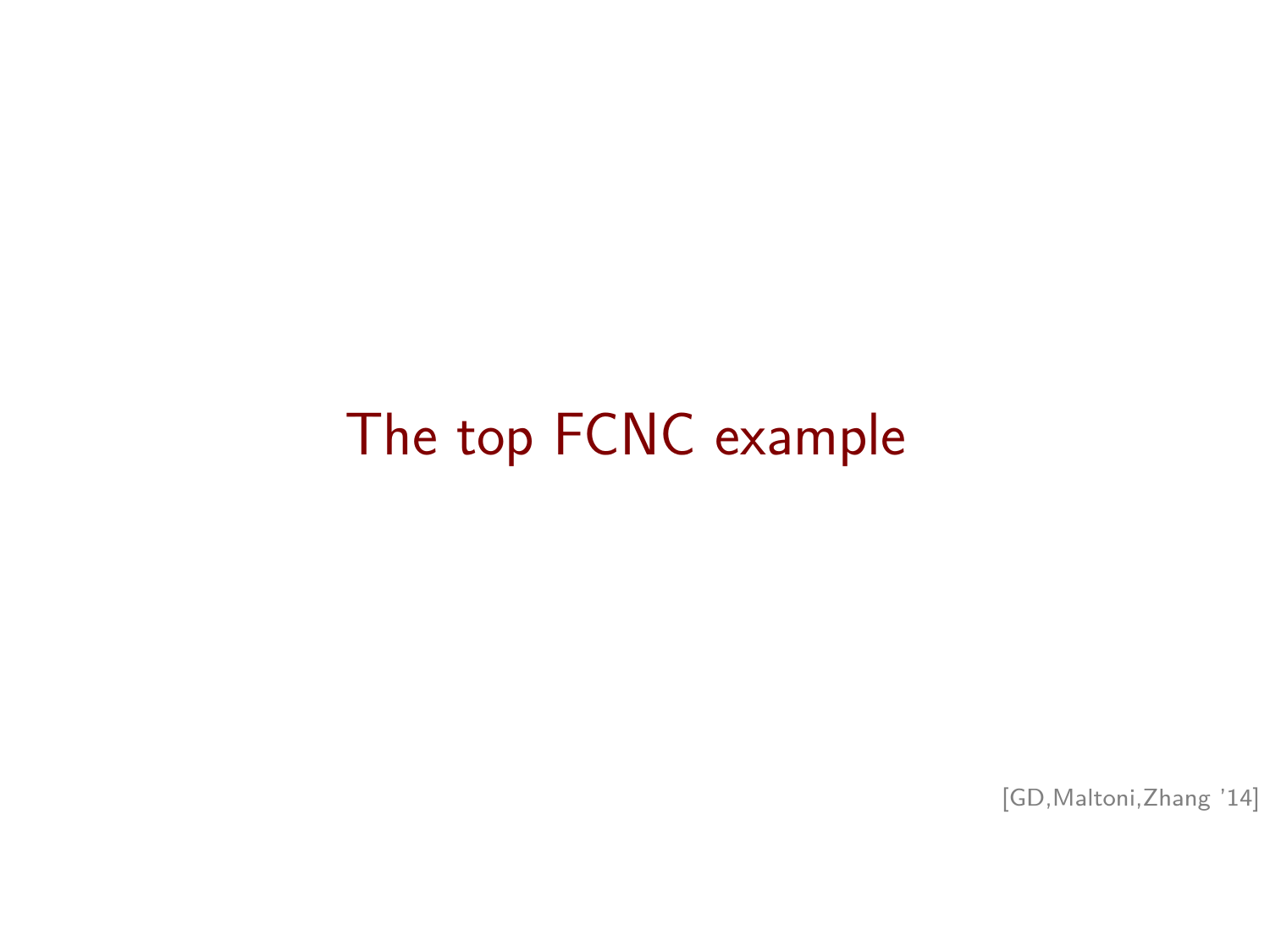# The top FCNC example

[GD,Maltoni,Zhang '14]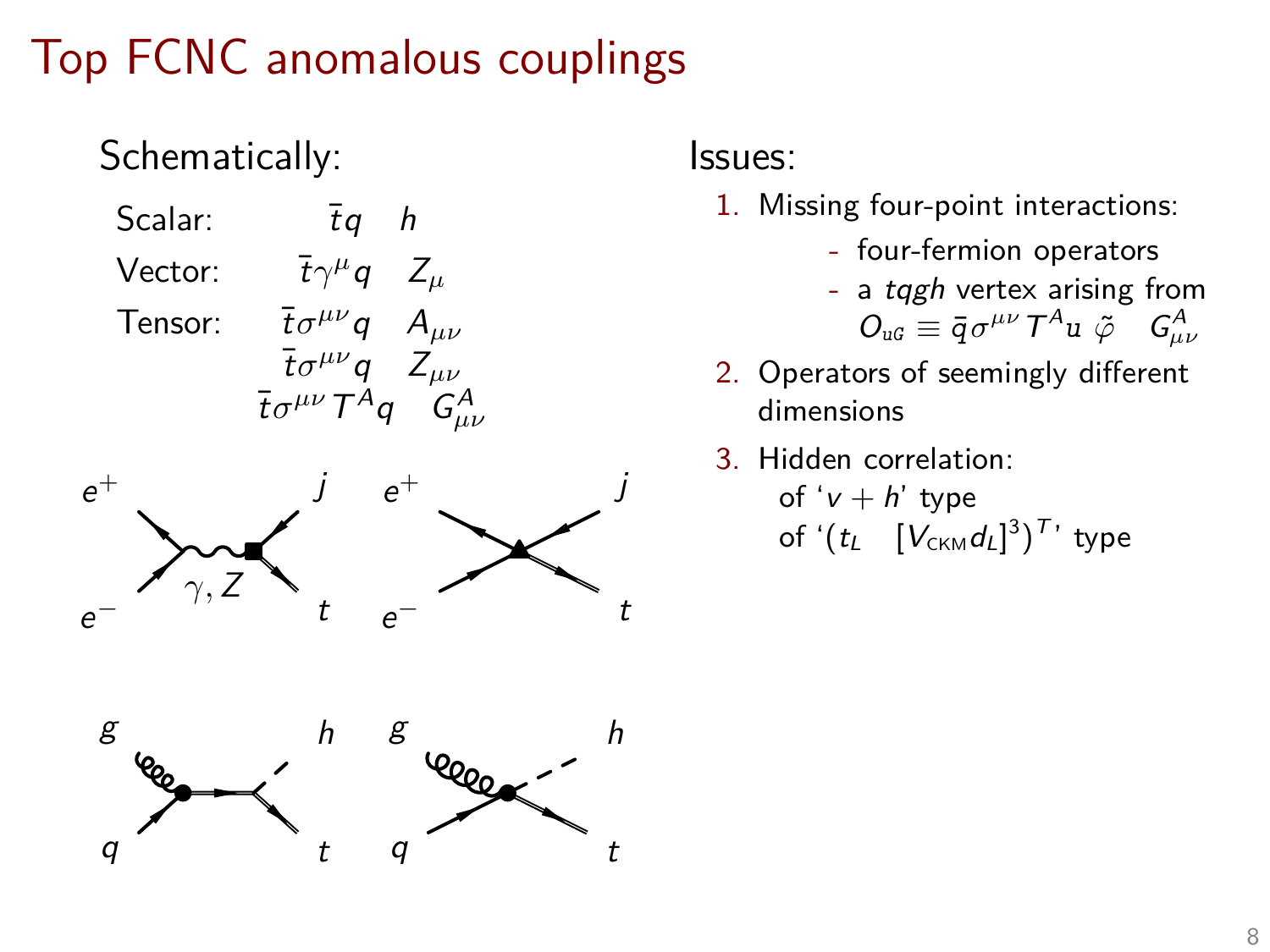# Top FCNC anomalous couplings

Schematically:

| | |
|---|---|
| Scalar: | $\bar{t}q \quad h$ |
| Vector: | $\bar{t}\gamma^{\mu}q \quad Z_{\mu}$ |
| Tensor: | $\bar{t}\sigma^{\mu\nu}q \quad A_{\mu\nu}$ |
| | $\bar{t}\sigma^{\mu\nu}q \quad Z_{\mu\nu}$ |
| | $\bar{t}\sigma^{\mu\nu}T^{A}q \quad G^{A}_{\mu\nu}$ |

$e^+$ $j$ $e^-$ $\gamma, Z$ $t$ $e^+$ $j$ $e^-$ $t$

$g$ $h$ $q$ $t$ $g$ $h$ $q$ $t$

Issues:

1. Missing four-point interactions:
   - four-fermion operators
   - a $tqgh$ vertex arising from $O_{uG} \equiv \bar{q}\sigma^{\mu\nu}T^{A}u\;\tilde{\varphi}\quad G^{A}_{\mu\nu}$
2. Operators of seemingly different dimensions
3. Hidden correlation:
   of '$v + h$' type
   of '$(t_L \quad [V_{\text{CKM}}d_L]^3)^T$' type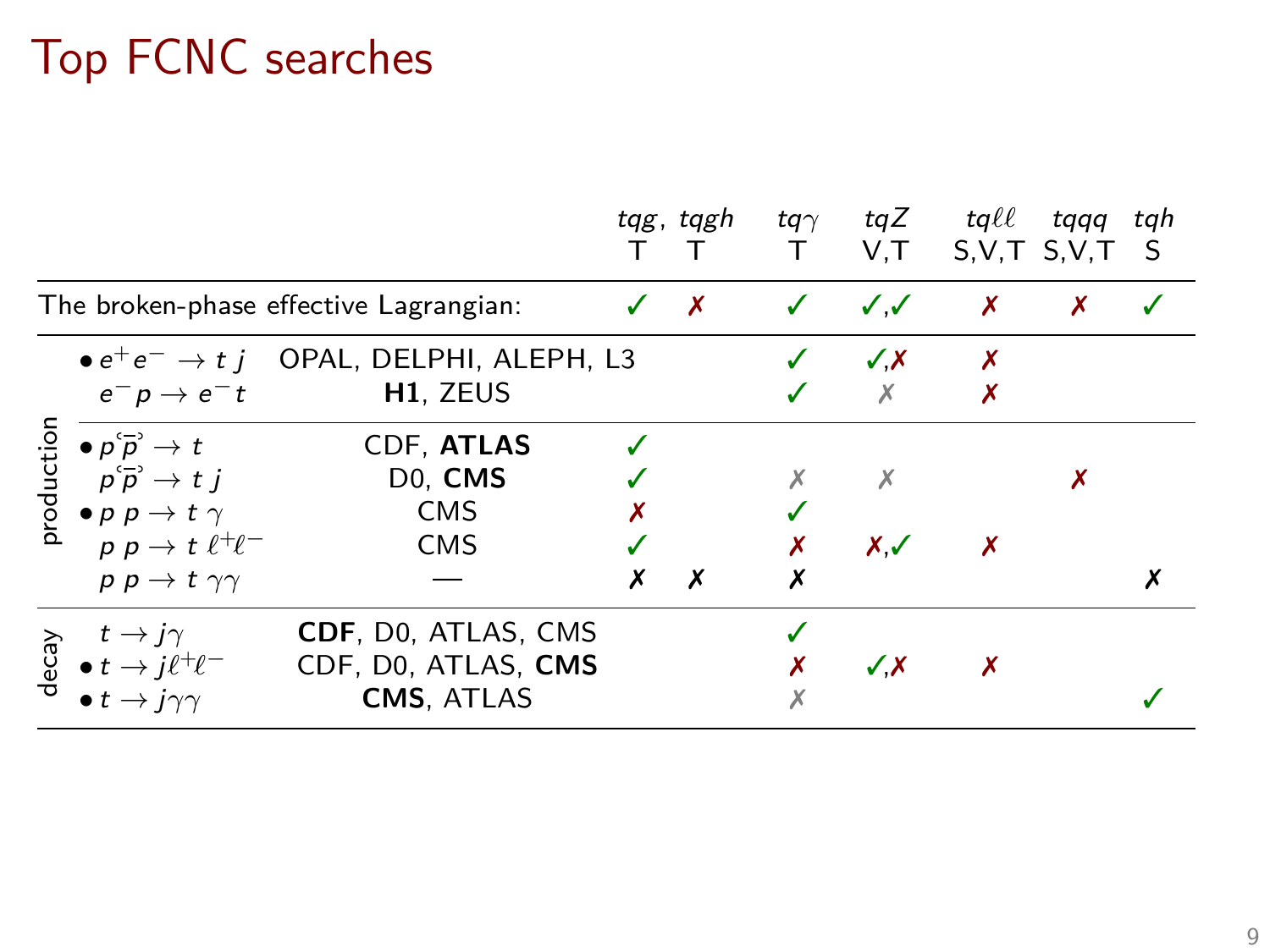# Top FCNC searches

| | | | $tqg$, T | $tqgh$ T | $tq\gamma$ T | $tqZ$ V,T | $tq\ell\ell$ S,V,T | $tqqq$ S,V,T | $tqh$ S |
|---|---|---|---|---|---|---|---|---|---|
| The broken-phase effective Lagrangian: | | | ✓ | ✗ | ✓ | ✓,✓ | ✗ | ✗ | ✓ |
| production | • $e^+e^- \to t\ j$ | OPAL, DELPHI, ALEPH, L3 | | | ✓ | ✓,✗ | ✗ | | |
| | $e^-p \to e^-t$ | **H1**, ZEUS | | | ✓ | ✗ | ✗ | | |
| | • $p\bar{p} \to t$ | CDF, **ATLAS** | ✓ | | | | | | |
| | $p\bar{p} \to t\ j$ | D0, **CMS** | ✓ | | ✗ | ✗ | | ✗ | |
| | • $p\ p \to t\ \gamma$ | CMS | ✗ | | ✓ | | | | |
| | $p\ p \to t\ \ell^+\ell^-$ | CMS | ✓ | | ✗ | ✗,✓ | ✗ | | |
| | $p\ p \to t\ \gamma\gamma$ | — | ✗ | ✗ | ✗ | | | | ✗ |
| decay | $t \to j\gamma$ | **CDF**, D0, ATLAS, CMS | | | ✓ | | | | |
| | • $t \to j\ell^+\ell^-$ | CDF, D0, ATLAS, **CMS** | | | ✗ | ✓,✗ | ✗ | | |
| | • $t \to j\gamma\gamma$ | **CMS**, ATLAS | | | ✗ | | | | ✓ |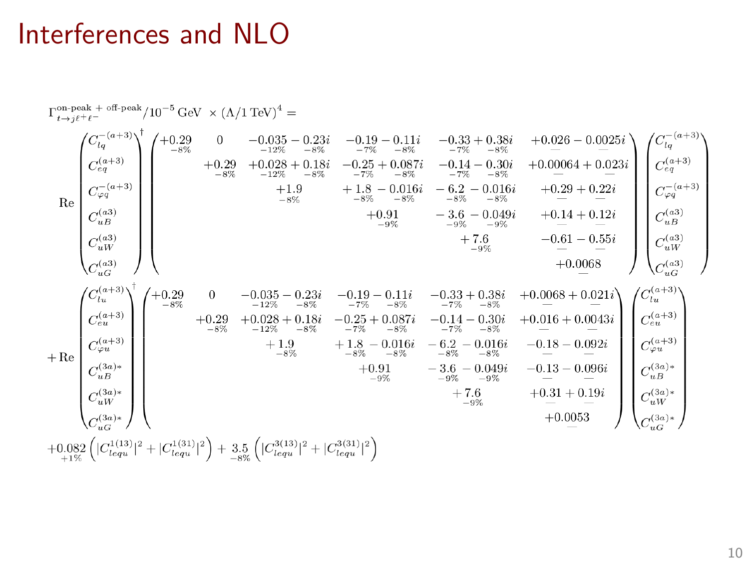# Interferences and NLO

$$
\Gamma^{\text{on-peak + off-peak}}_{t\to j\ell^+\ell^-}/10^{-5}\,\text{GeV} \;\times (\Lambda/1\,\text{TeV})^4 =
$$

$$
\text{Re}\begin{pmatrix} C_{lq}^{-(a+3)} \\ C_{eq}^{(a+3)} \\ C_{\varphi q}^{-(a+3)} \\ C_{uB}^{(a3)} \\ C_{uW}^{(a3)} \\ C_{uG}^{(a3)} \end{pmatrix}^{\dagger}
\begin{pmatrix}
\underset{-8\%}{+0.29} & 0 & \underset{-12\%}{-0.035} - \underset{-8\%}{0.23}i & \underset{-7\%}{-0.19} - \underset{-8\%}{0.11}i & \underset{-7\%}{-0.33} + \underset{-8\%}{0.38}i & \underset{-}{+0.026} - \underset{-}{0.0025}i \\
 & \underset{-8\%}{+0.29} & \underset{-12\%}{+0.028} + \underset{-8\%}{0.18}i & \underset{-7\%}{-0.25} + \underset{-8\%}{0.087}i & \underset{-7\%}{-0.14} - \underset{-8\%}{0.30}i & \underset{-}{+0.00064} + \underset{-}{0.023}i \\
 & & \underset{-8\%}{+1.9} & \underset{-8\%}{+1.8} - \underset{-8\%}{0.016}i & \underset{-8\%}{-6.2} - \underset{-8\%}{0.016}i & \underset{-}{+0.29} + \underset{-}{0.22}i \\
 & & & \underset{-9\%}{+0.91} & \underset{-9\%}{-3.6} - \underset{-9\%}{0.049}i & \underset{-}{+0.14} + \underset{-}{0.12}i \\
 & & & & \underset{-9\%}{+7.6} & \underset{-}{-0.61} - \underset{-}{0.55}i \\
 & & & & & \underset{-}{+0.0068}
\end{pmatrix}
\begin{pmatrix} C_{lq}^{-(a+3)} \\ C_{eq}^{(a+3)} \\ C_{\varphi q}^{-(a+3)} \\ C_{uB}^{(a3)} \\ C_{uW}^{(a3)} \\ C_{uG}^{(a3)} \end{pmatrix}
$$

$$
+\,\text{Re}\begin{pmatrix} C_{lu}^{(a+3)} \\ C_{eu}^{(a+3)} \\ C_{\varphi u}^{(a+3)} \\ C_{uB}^{(3a)*} \\ C_{uW}^{(3a)*} \\ C_{uG}^{(3a)*} \end{pmatrix}^{\dagger}
\begin{pmatrix}
\underset{-8\%}{+0.29} & 0 & \underset{-12\%}{-0.035} - \underset{-8\%}{0.23}i & \underset{-7\%}{-0.19} - \underset{-8\%}{0.11}i & \underset{-7\%}{-0.33} + \underset{-8\%}{0.38}i & \underset{-}{+0.0068} + \underset{-}{0.021}i \\
 & \underset{-8\%}{+0.29} & \underset{-12\%}{+0.028} + \underset{-8\%}{0.18}i & \underset{-7\%}{-0.25} + \underset{-8\%}{0.087}i & \underset{-7\%}{-0.14} - \underset{-8\%}{0.30}i & \underset{-}{+0.016} + \underset{-}{0.0043}i \\
 & & \underset{-8\%}{+1.9} & \underset{-8\%}{+1.8} - \underset{-8\%}{0.016}i & \underset{-8\%}{-6.2} - \underset{-8\%}{0.016}i & \underset{-}{-0.18} - \underset{-}{0.092}i \\
 & & & \underset{-9\%}{+0.91} & \underset{-9\%}{-3.6} - \underset{-9\%}{0.049}i & \underset{-}{-0.13} - \underset{-}{0.096}i \\
 & & & & \underset{-9\%}{+7.6} & \underset{-}{+0.31} + \underset{-}{0.19}i \\
 & & & & & \underset{-}{+0.0053}
\end{pmatrix}
\begin{pmatrix} C_{lu}^{(a+3)} \\ C_{eu}^{(a+3)} \\ C_{\varphi u}^{(a+3)} \\ C_{uB}^{(3a)*} \\ C_{uW}^{(3a)*} \\ C_{uG}^{(3a)*} \end{pmatrix}
$$

$$
+\underset{+1\%}{0.082}\left(|C_{lequ}^{1(13)}|^2 + |C_{lequ}^{1(31)}|^2\right) + \underset{-8\%}{3.5}\left(|C_{lequ}^{3(13)}|^2 + |C_{lequ}^{3(31)}|^2\right)
$$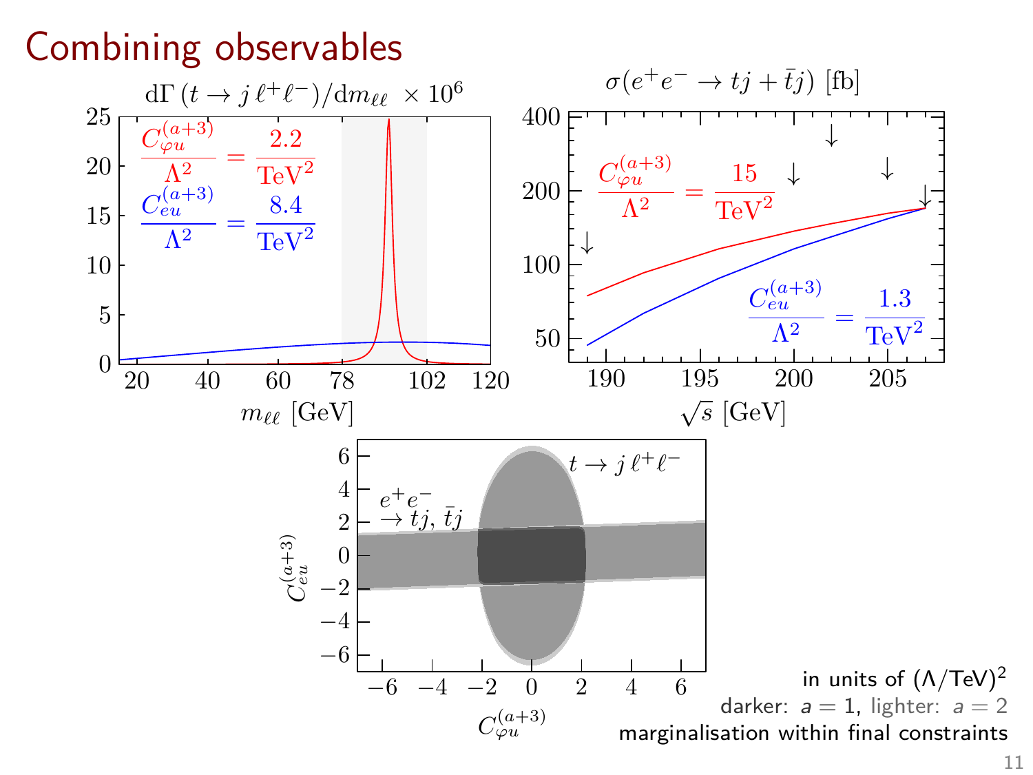# Combining observables

$\mathrm{d}\Gamma\,(t \to j\,\ell^+\ell^-)/\mathrm{d}m_{\ell\ell}\;\times 10^6$

$\frac{C_{\varphi u}^{(a+3)}}{\Lambda^2} = \frac{2.2}{\mathrm{TeV}^2}$

$\frac{C_{eu}^{(a+3)}}{\Lambda^2} = \frac{8.4}{\mathrm{TeV}^2}$

$m_{\ell\ell}$ [GeV]

$\sigma(e^+e^- \to tj + \bar{t}j)$ [fb]

$\frac{C_{\varphi u}^{(a+3)}}{\Lambda^2} = \frac{15}{\mathrm{TeV}^2}$

$\frac{C_{eu}^{(a+3)}}{\Lambda^2} = \frac{1.3}{\mathrm{TeV}^2}$

$\sqrt{s}$ [GeV]

$t \to j\,\ell^+\ell^-$

$e^+e^- \to tj,\,\bar{t}j$

$C_{eu}^{(a+3)}$

$C_{\varphi u}^{(a+3)}$

in units of $(\Lambda/\mathrm{TeV})^2$

darker: $a = 1$, lighter: $a = 2$

marginalisation within final constraints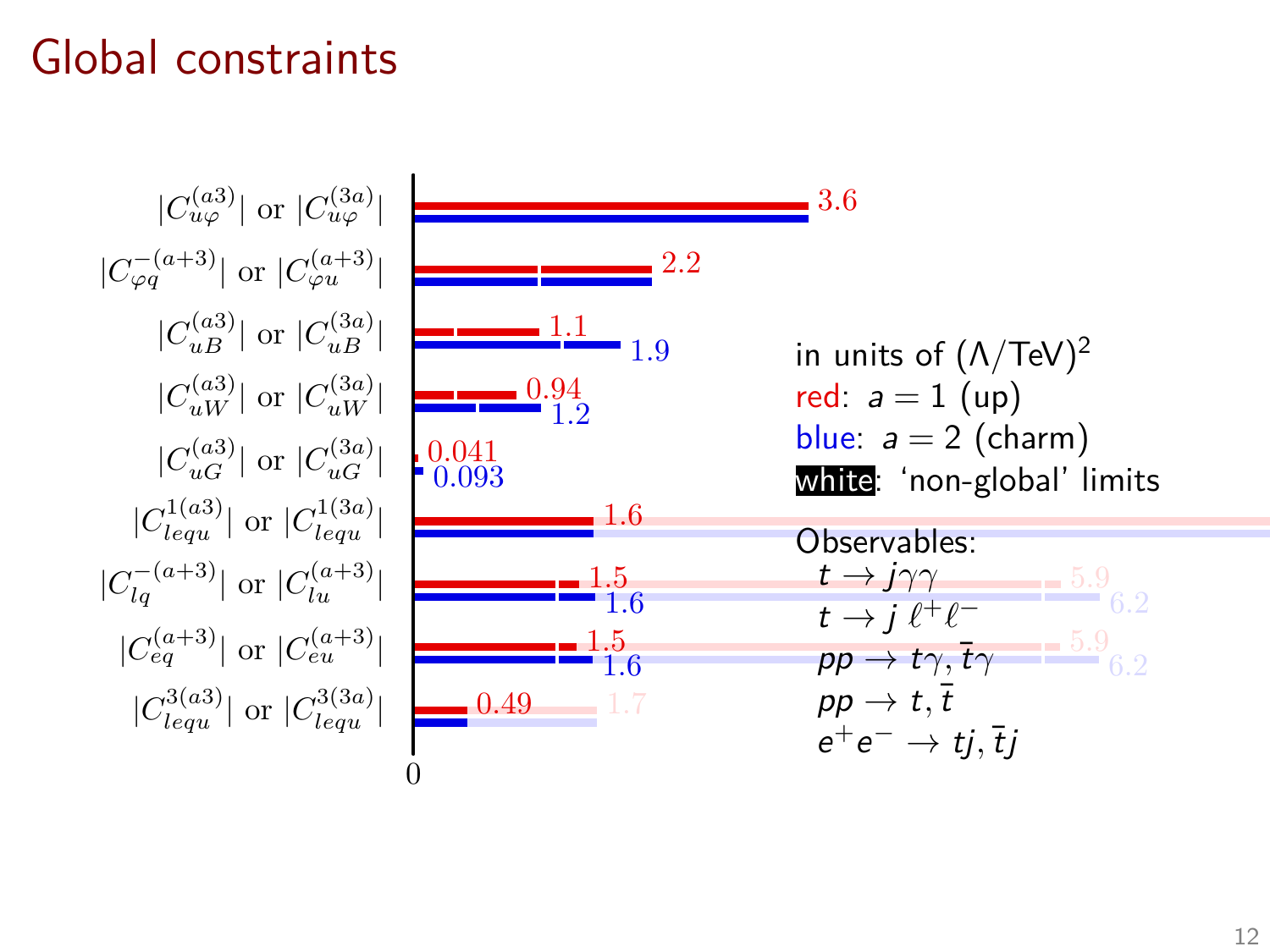# Global constraints

| Coefficient | red: $a=1$ (up) | blue: $a=2$ (charm) | non-global (red) | non-global (blue) |
|---|---|---|---|---|
| $\lvert C_{u\varphi}^{(a3)}\rvert$ or $\lvert C_{u\varphi}^{(3a)}\rvert$ | 3.6 | | | |
| $\lvert C_{\varphi q}^{-(a+3)}\rvert$ or $\lvert C_{\varphi u}^{(a+3)}\rvert$ | 2.2 | | | |
| $\lvert C_{uB}^{(a3)}\rvert$ or $\lvert C_{uB}^{(3a)}\rvert$ | 1.1 | 1.9 | | |
| $\lvert C_{uW}^{(a3)}\rvert$ or $\lvert C_{uW}^{(3a)}\rvert$ | 0.94 | 1.2 | | |
| $\lvert C_{uG}^{(a3)}\rvert$ or $\lvert C_{uG}^{(3a)}\rvert$ | 0.041 | 0.093 | | |
| $\lvert C_{lequ}^{1(a3)}\rvert$ or $\lvert C_{lequ}^{1(3a)}\rvert$ | 1.6 | | | |
| $\lvert C_{lq}^{-(a+3)}\rvert$ or $\lvert C_{lu}^{(a+3)}\rvert$ | 1.5 | 1.6 | 5.9 | 6.2 |
| $\lvert C_{eq}^{(a+3)}\rvert$ or $\lvert C_{eu}^{(a+3)}\rvert$ | 1.5 | 1.6 | 5.9 | 6.2 |
| $\lvert C_{lequ}^{3(a3)}\rvert$ or $\lvert C_{lequ}^{3(3a)}\rvert$ | 0.49 | | 1.7 | |

in units of $(\Lambda/\text{TeV})^2$

red: $a = 1$ (up)

blue: $a = 2$ (charm)

white: 'non-global' limits

Observables:

- $t \to j\gamma\gamma$
- $t \to j\,\ell^+\ell^-$
- $pp \to t\gamma, \bar{t}\gamma$
- $pp \to t, \bar{t}$
- $e^+e^- \to tj, \bar{t}j$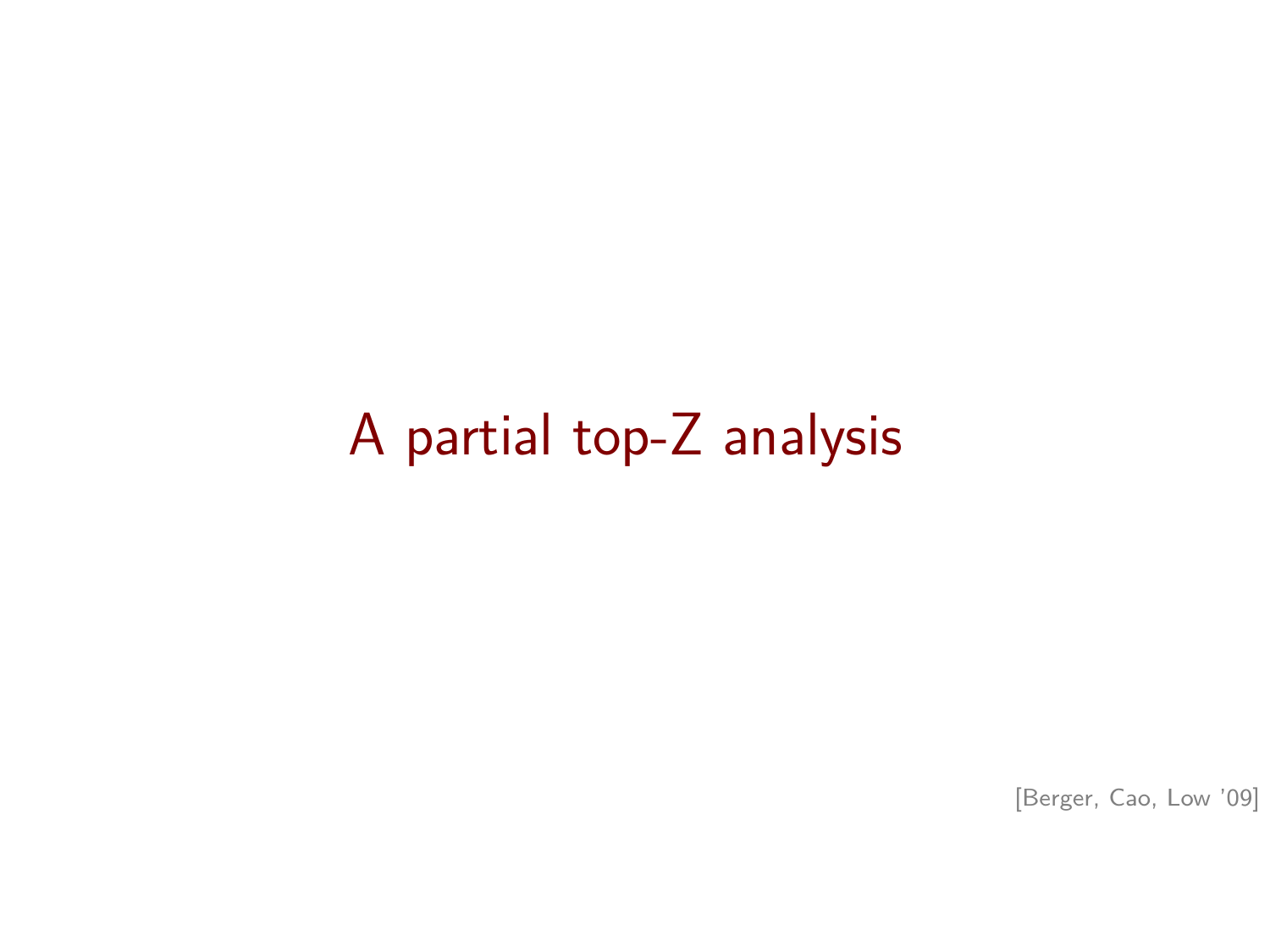# A partial top-Z analysis

[Berger, Cao, Low '09]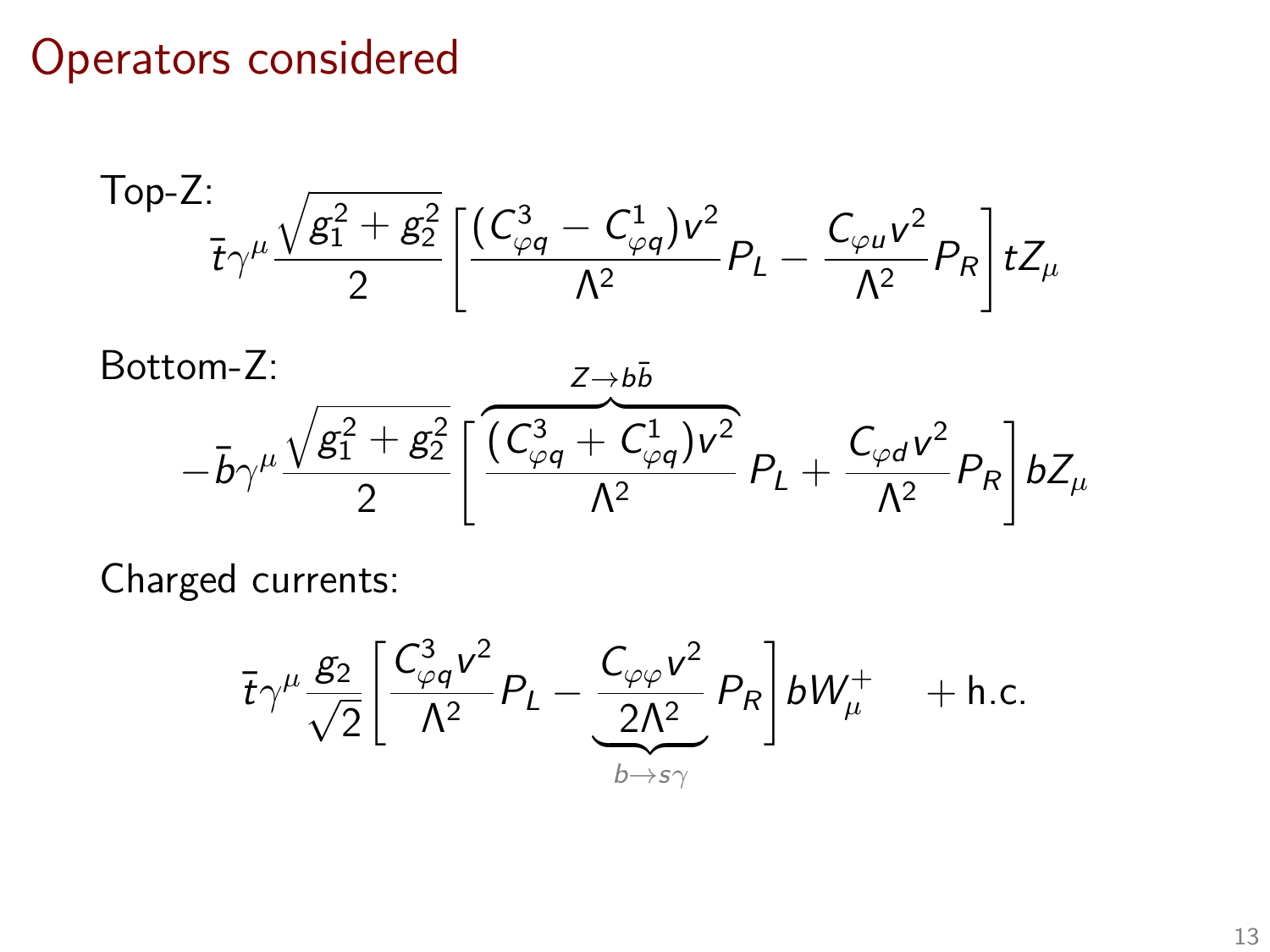# Operators considered

Top-Z:

$$\bar{t}\gamma^\mu \frac{\sqrt{g_1^2+g_2^2}}{2}\left[\frac{(C_{\varphi q}^3 - C_{\varphi q}^1)v^2}{\Lambda^2}P_L - \frac{C_{\varphi u}v^2}{\Lambda^2}P_R\right]tZ_\mu$$

Bottom-Z:

$$-\bar{b}\gamma^\mu \frac{\sqrt{g_1^2+g_2^2}}{2}\left[\overbrace{\frac{(C_{\varphi q}^3 + C_{\varphi q}^1)v^2}{\Lambda^2}}^{Z\to b\bar{b}}P_L + \frac{C_{\varphi d}v^2}{\Lambda^2}P_R\right]bZ_\mu$$

Charged currents:

$$\bar{t}\gamma^\mu \frac{g_2}{\sqrt{2}}\left[\frac{C_{\varphi q}^3 v^2}{\Lambda^2}P_L - \underbrace{\frac{C_{\varphi\varphi}v^2}{2\Lambda^2}}_{b\to s\gamma}P_R\right]bW_\mu^+ \quad + \text{h.c.}$$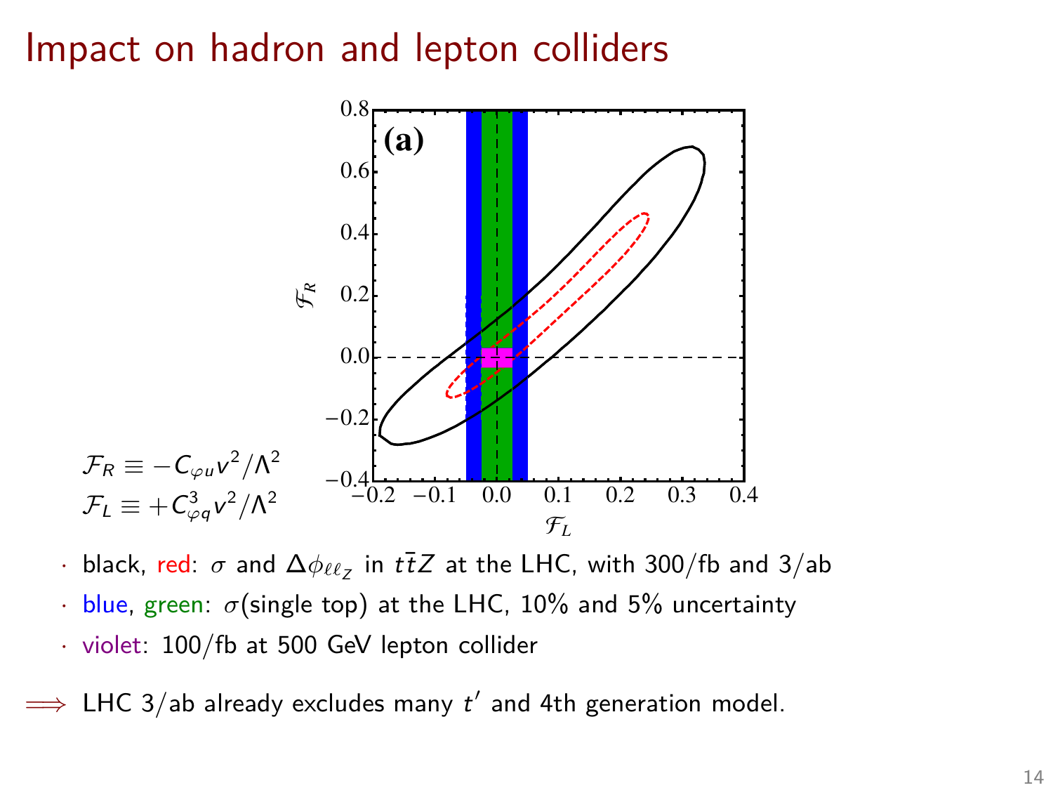# Impact on hadron and lepton colliders

$\mathcal{F}_R \equiv -C_{\varphi u} v^2/\Lambda^2$

$\mathcal{F}_L \equiv +C^3_{\varphi q} v^2/\Lambda^2$

- black, red: $\sigma$ and $\Delta\phi_{\ell\ell_Z}$ in $t\bar{t}Z$ at the LHC, with 300/fb and 3/ab
- blue, green: $\sigma$(single top) at the LHC, 10% and 5% uncertainty
- violet: 100/fb at 500 GeV lepton collider

$\Longrightarrow$ LHC 3/ab already excludes many $t'$ and 4th generation model.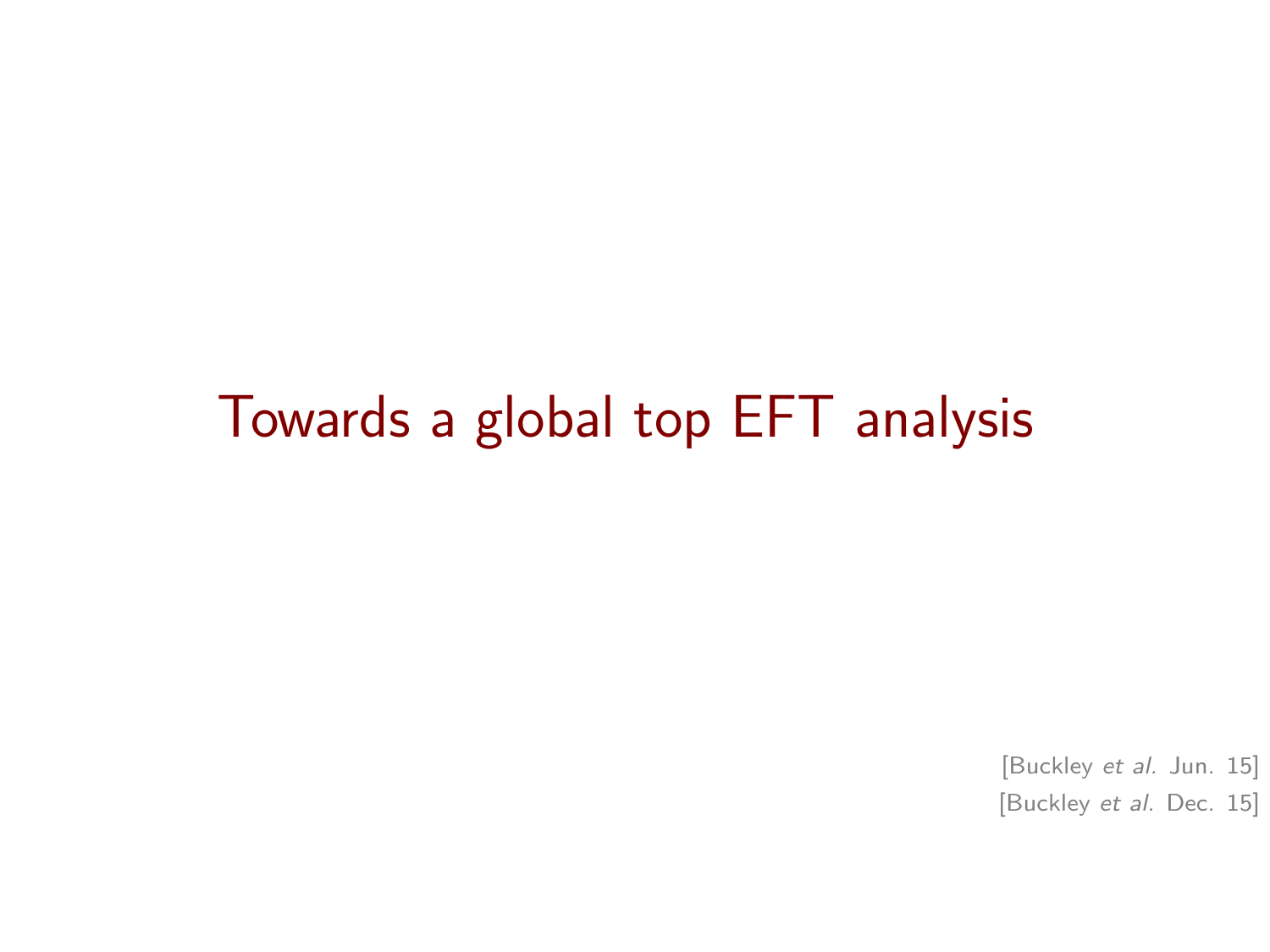# Towards a global top EFT analysis

[Buckley *et al.* Jun. 15]

[Buckley *et al.* Dec. 15]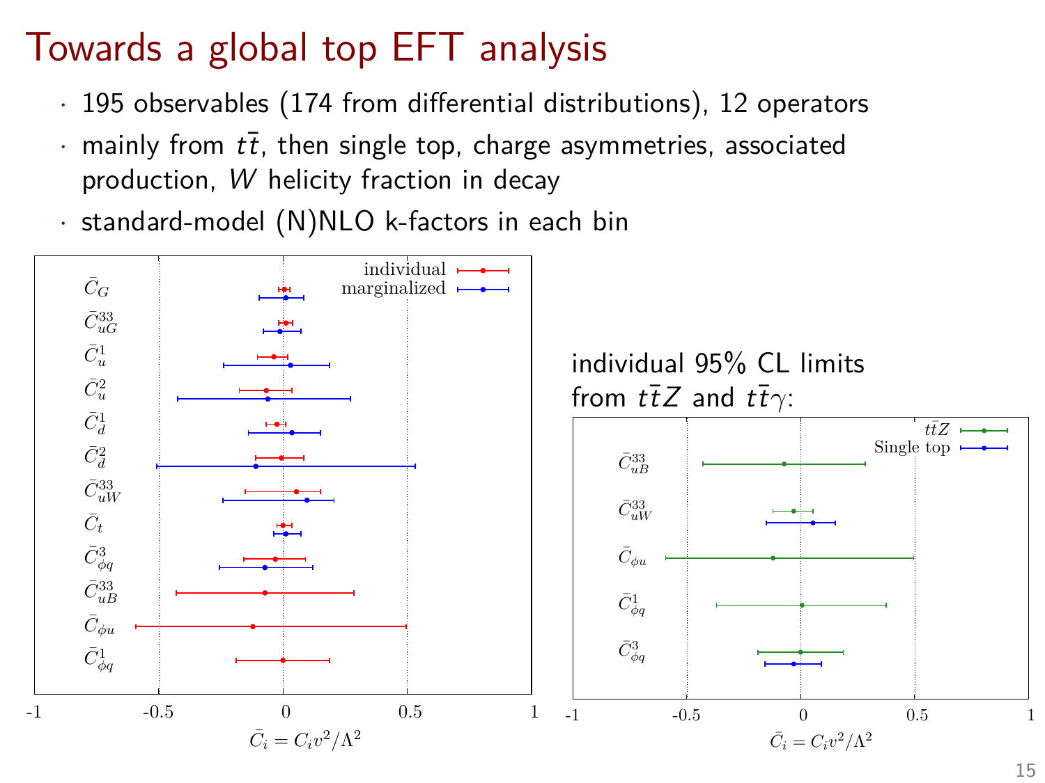# Towards a global top EFT analysis

- 195 observables (174 from differential distributions), 12 operators
- mainly from $t\bar{t}$, then single top, charge asymmetries, associated production, $W$ helicity fraction in decay
- standard-model (N)NLO k-factors in each bin

individual 95% CL limits from $t\bar{t}Z$ and $t\bar{t}\gamma$: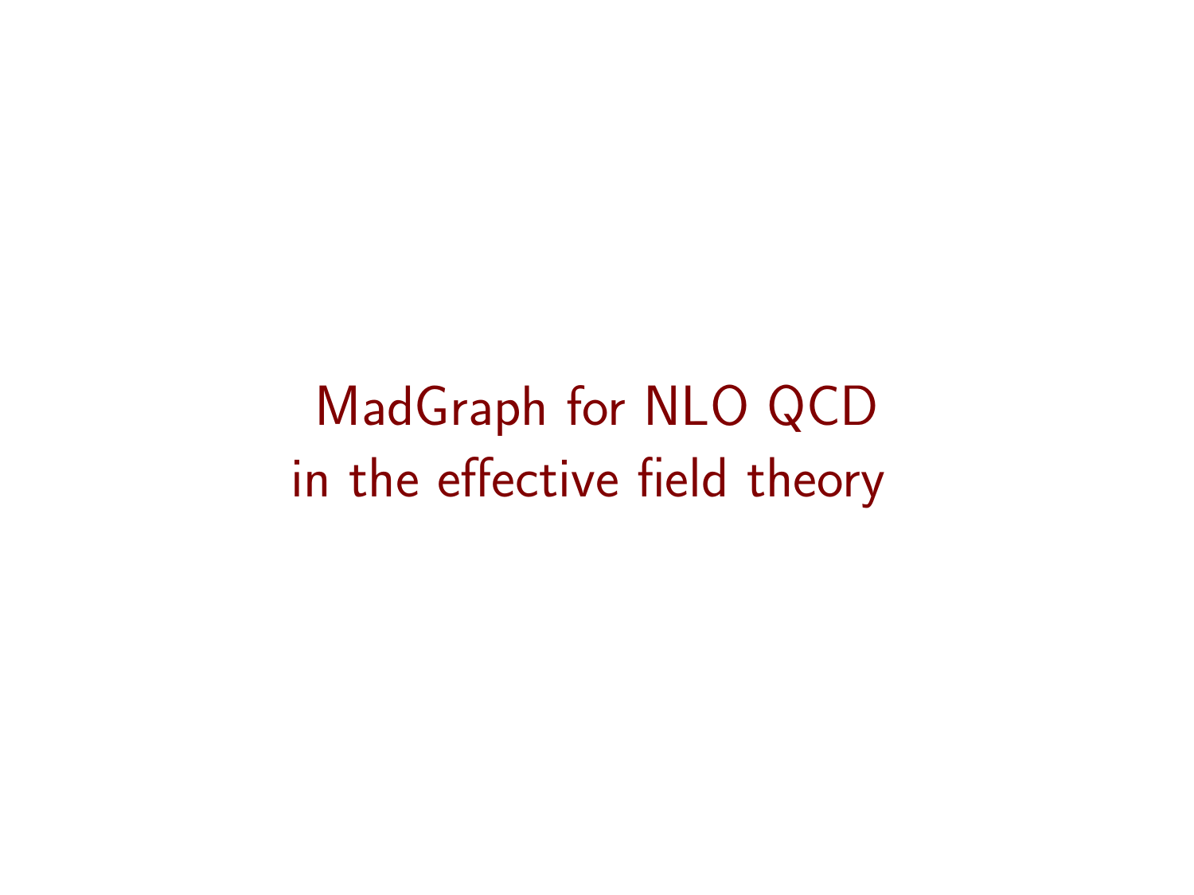# MadGraph for NLO QCD in the effective field theory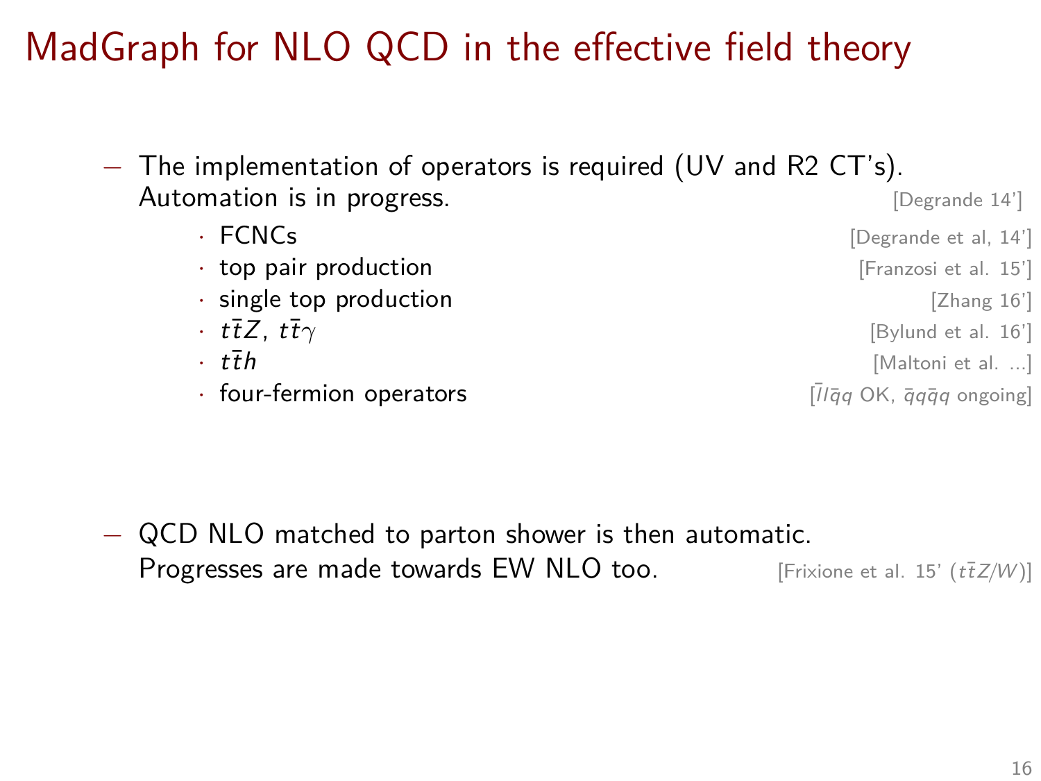# MadGraph for NLO QCD in the effective field theory

- The implementation of operators is required (UV and R2 CT's). Automation is in progress. [Degrande 14']
  - FCNCs [Degrande et al, 14']
  - top pair production [Franzosi et al. 15']
  - single top production [Zhang 16']
  - $t\bar{t}Z$, $t\bar{t}\gamma$ [Bylund et al. 16']
  - $t\bar{t}h$ [Maltoni et al. ...]
  - four-fermion operators [$\bar{l}l\bar{q}q$ OK, $\bar{q}q\bar{q}q$ ongoing]

- QCD NLO matched to parton shower is then automatic. Progresses are made towards EW NLO too. [Frixione et al. 15' ($t\bar{t}Z/W$)]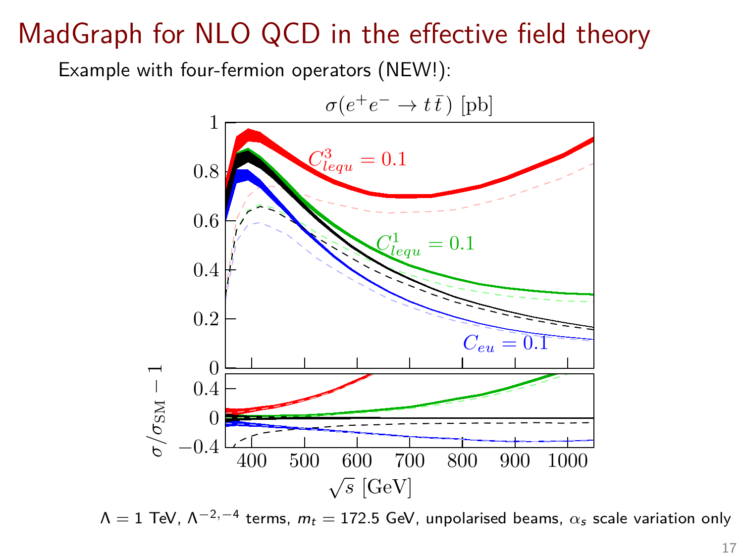# MadGraph for NLO QCD in the effective field theory

Example with four-fermion operators (NEW!):

$\Lambda = 1$ TeV, $\Lambda^{-2,-4}$ terms, $m_t = 172.5$ GeV, unpolarised beams, $\alpha_s$ scale variation only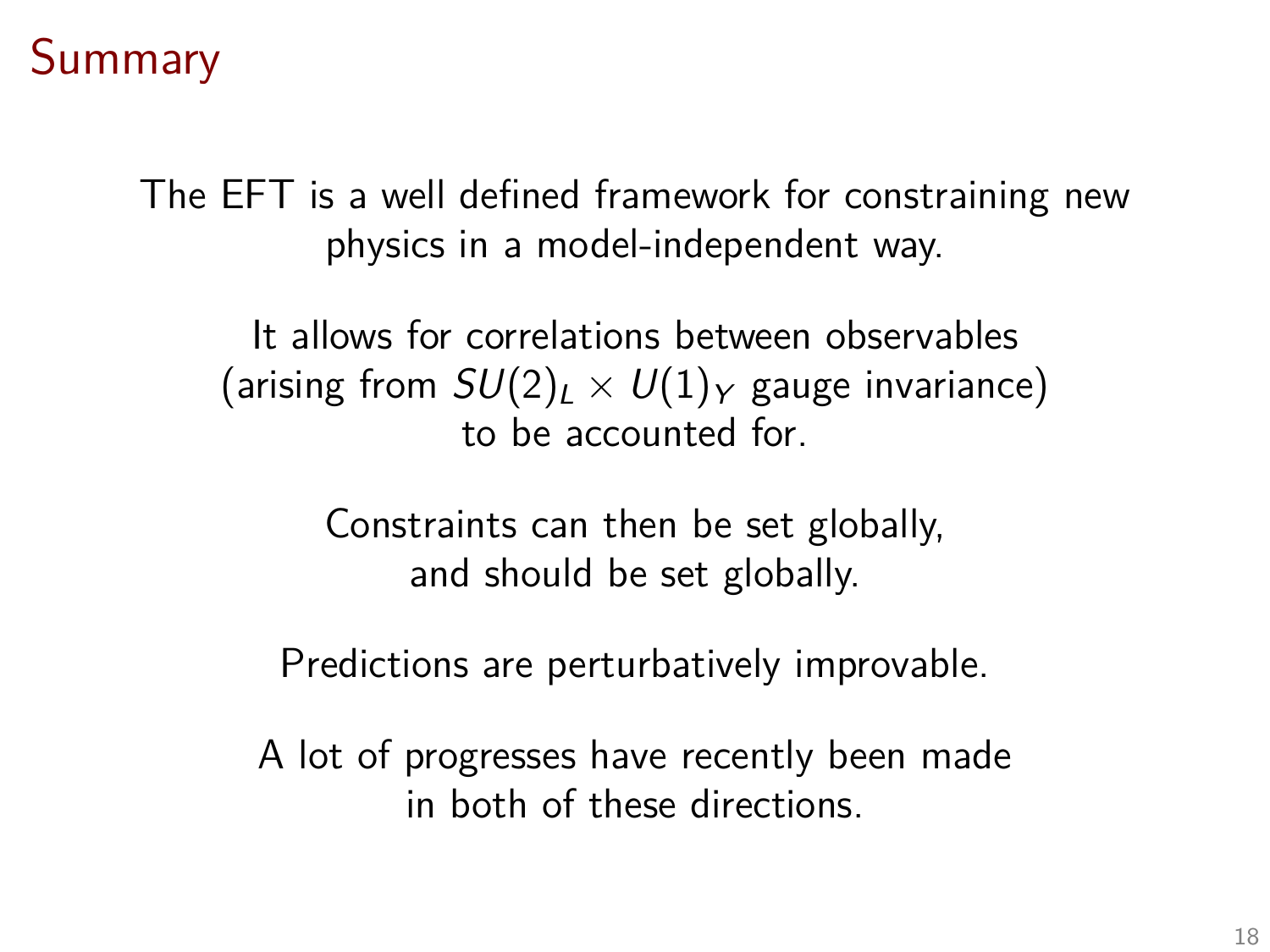# Summary

The EFT is a well defined framework for constraining new physics in a model-independent way.

It allows for correlations between observables (arising from $SU(2)_L \times U(1)_Y$ gauge invariance) to be accounted for.

Constraints can then be set globally, and should be set globally.

Predictions are perturbatively improvable.

A lot of progresses have recently been made in both of these directions.